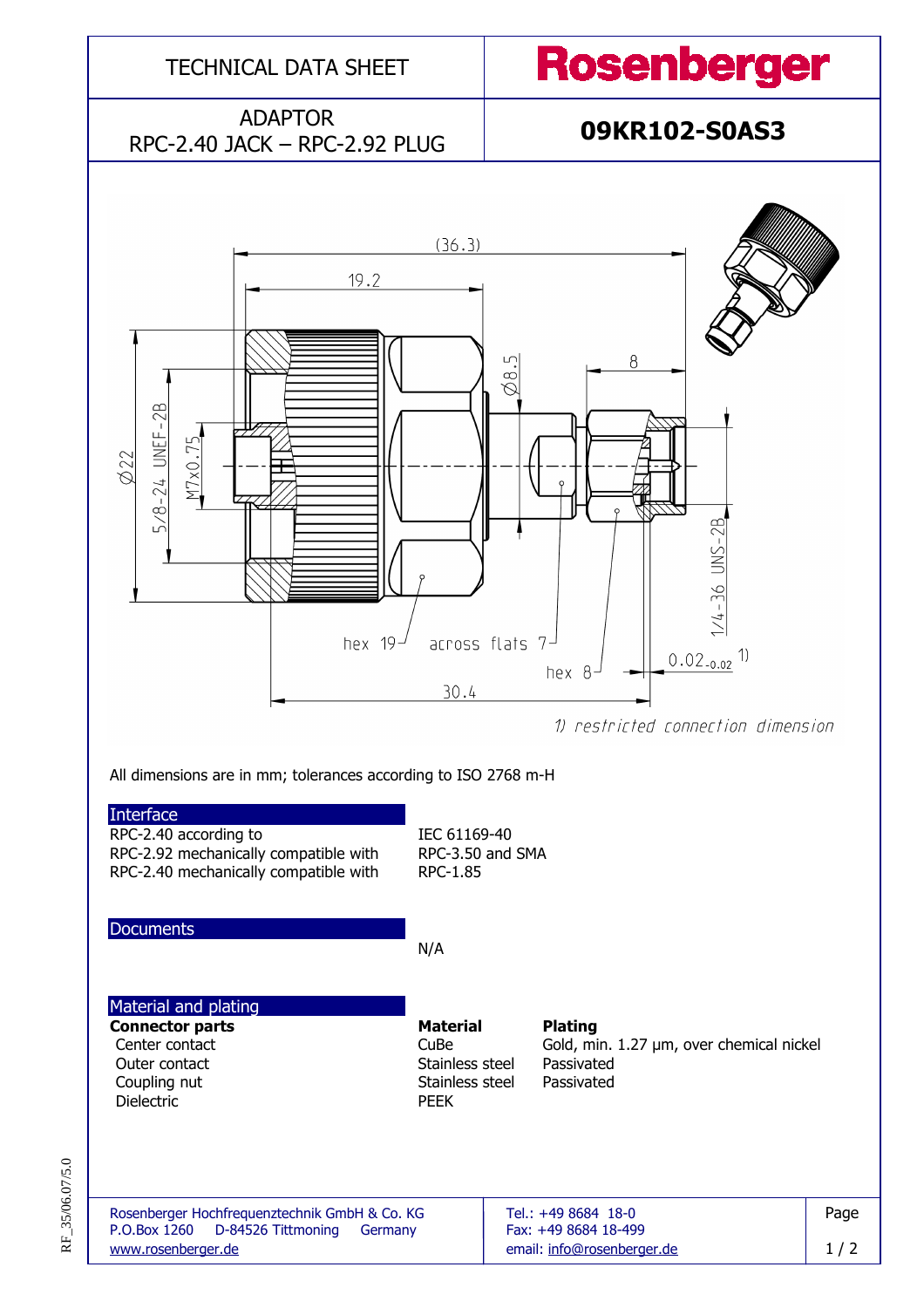# TECHNICAL DATA SHEET

**Rosenberger**

ADAPTOR
RPC-2.40 JACK – RPC-2.92 PLUG

**09KR102-S0AS3**

(36.3)
19.2
Ø8.5
8
Ø22
5/8-24 UNEF-2B
M7x0.75
1/4-36 UNS-2B
hex 19
across flats 7
hex 8
$0.02_{-0.02}$ 1)
30.4

*1) restricted connection dimension*

All dimensions are in mm; tolerances according to ISO 2768 m-H

## Interface

| | |
|---|---|
| RPC-2.40 according to | IEC 61169-40 |
| RPC-2.92 mechanically compatible with | RPC-3.50 and SMA |
| RPC-2.40 mechanically compatible with | RPC-1.85 |

## Documents

N/A

## Material and plating

| **Connector parts** | **Material** | **Plating** |
|---|---|---|
| Center contact | CuBe | Gold, min. 1.27 µm, over chemical nickel |
| Outer contact | Stainless steel | Passivated |
| Coupling nut | Stainless steel | Passivated |
| Dielectric | PEEK | |

Rosenberger Hochfrequenztechnik GmbH & Co. KG
P.O.Box 1260 D-84526 Tittmoning Germany
www.rosenberger.de

Tel.: +49 8684 18-0
Fax: +49 8684 18-499
email: info@rosenberger.de

RF_35/06.07/5.0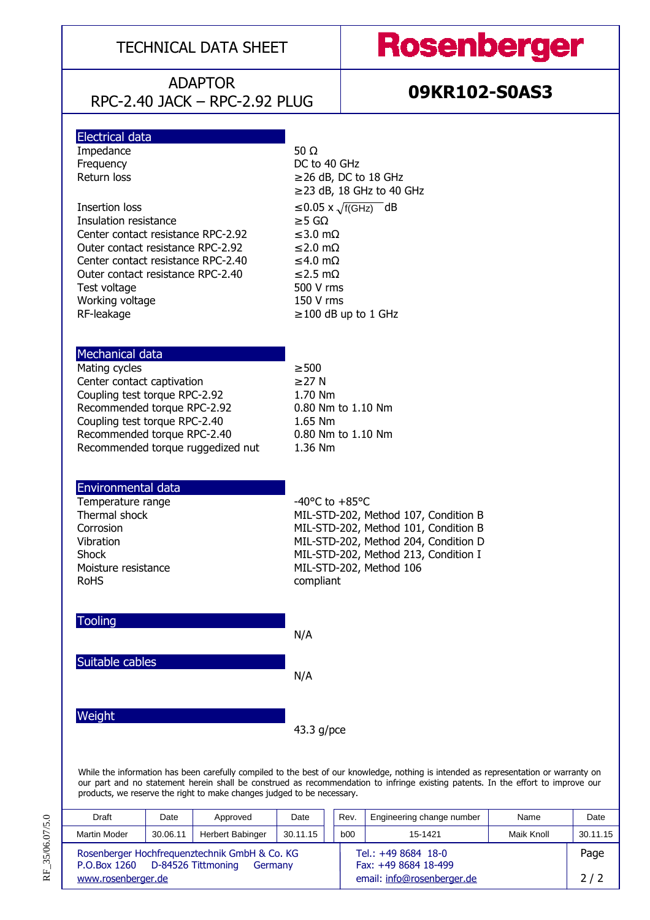# TECHNICAL DATA SHEET

**Rosenberger**

## ADAPTOR
## RPC-2.40 JACK – RPC-2.92 PLUG

**09KR102-S0AS3**

### Electrical data

| | |
|---|---|
| Impedance | 50 Ω |
| Frequency | DC to 40 GHz |
| Return loss | ≥26 dB, DC to 18 GHz<br>≥23 dB, 18 GHz to 40 GHz |
| Insertion loss | $\leq 0.05 \times \sqrt{f(\text{GHz})}$ dB |
| Insulation resistance | ≥5 GΩ |
| Center contact resistance RPC-2.92 | ≤3.0 mΩ |
| Outer contact resistance RPC-2.92 | ≤2.0 mΩ |
| Center contact resistance RPC-2.40 | ≤4.0 mΩ |
| Outer contact resistance RPC-2.40 | ≤2.5 mΩ |
| Test voltage | 500 V rms |
| Working voltage | 150 V rms |
| RF-leakage | ≥100 dB up to 1 GHz |

### Mechanical data

| | |
|---|---|
| Mating cycles | ≥500 |
| Center contact captivation | ≥27 N |
| Coupling test torque RPC-2.92 | 1.70 Nm |
| Recommended torque RPC-2.92 | 0.80 Nm to 1.10 Nm |
| Coupling test torque RPC-2.40 | 1.65 Nm |
| Recommended torque RPC-2.40 | 0.80 Nm to 1.10 Nm |
| Recommended torque ruggedized nut | 1.36 Nm |

### Environmental data

| | |
|---|---|
| Temperature range | -40°C to +85°C |
| Thermal shock | MIL-STD-202, Method 107, Condition B |
| Corrosion | MIL-STD-202, Method 101, Condition B |
| Vibration | MIL-STD-202, Method 204, Condition D |
| Shock | MIL-STD-202, Method 213, Condition I |
| Moisture resistance | MIL-STD-202, Method 106 |
| RoHS | compliant |

### Tooling

N/A

### Suitable cables

N/A

### Weight

43.3 g/pce

While the information has been carefully compiled to the best of our knowledge, nothing is intended as representation or warranty on our part and no statement herein shall be construed as recommendation to infringe existing patents. In the effort to improve our products, we reserve the right to make changes judged to be necessary.

| Draft | Date | Approved | Date | Rev. | Engineering change number | Name | Date |
|---|---|---|---|---|---|---|---|
| Martin Moder | 30.06.11 | Herbert Babinger | 30.11.15 | b00 | 15-1421 | Maik Knoll | 30.11.15 |

Rosenberger Hochfrequenztechnik GmbH & Co. KG
P.O.Box 1260 D-84526 Tittmoning Germany
www.rosenberger.de

Tel.: +49 8684 18-0
Fax: +49 8684 18-499
email: info@rosenberger.de

RF_35/06.07/5.0